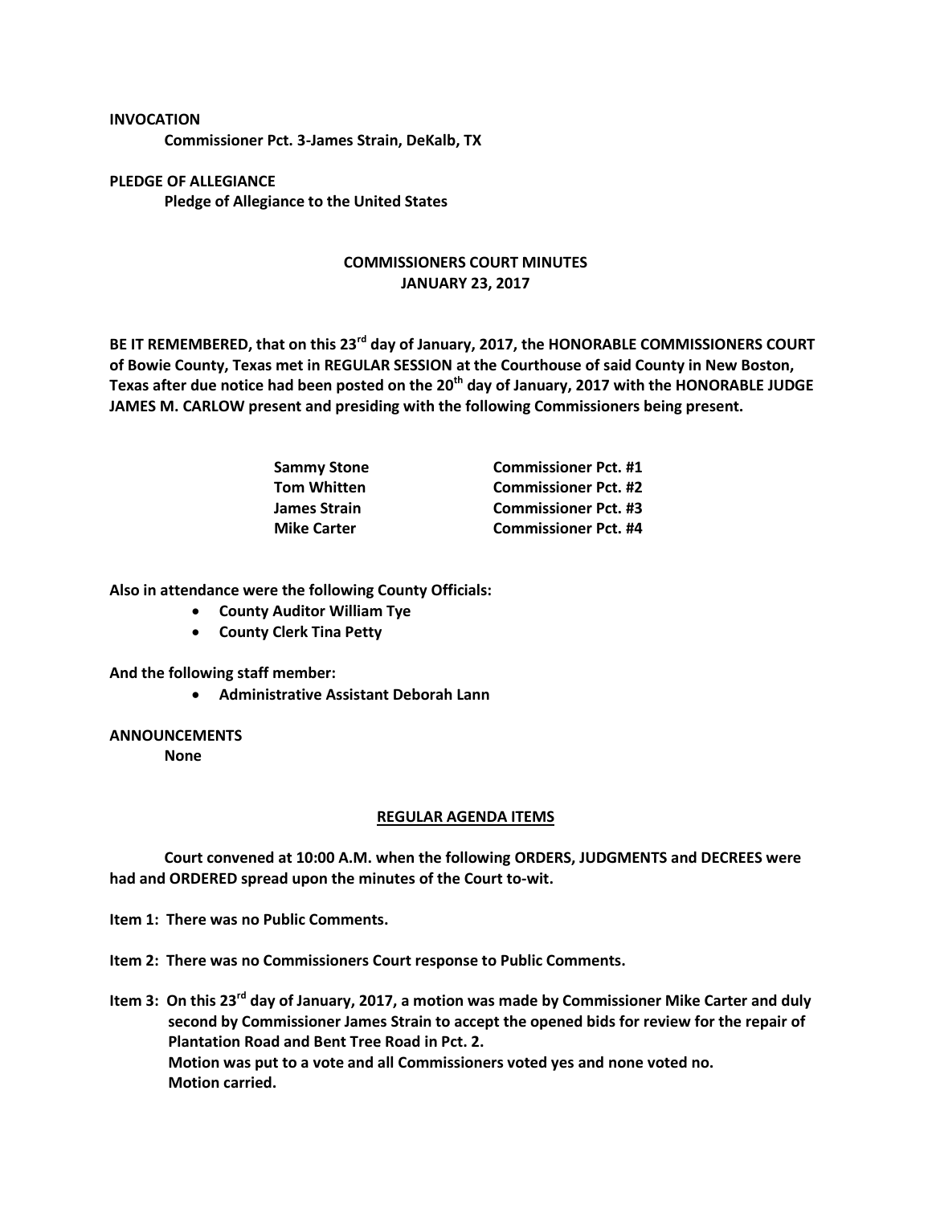**INVOCATION**

**Commissioner Pct. 3-James Strain, DeKalb, TX**

**PLEDGE OF ALLEGIANCE**

**Pledge of Allegiance to the United States**

**COMMISSIONERS COURT MINUTES**
**JANUARY 23, 2017**

**BE IT REMEMBERED, that on this 23rd day of January, 2017, the HONORABLE COMMISSIONERS COURT of Bowie County, Texas met in REGULAR SESSION at the Courthouse of said County in New Boston, Texas after due notice had been posted on the 20th day of January, 2017 with the HONORABLE JUDGE JAMES M. CARLOW present and presiding with the following Commissioners being present.**

| | |
|---|---|
| **Sammy Stone** | **Commissioner Pct. #1** |
| **Tom Whitten** | **Commissioner Pct. #2** |
| **James Strain** | **Commissioner Pct. #3** |
| **Mike Carter** | **Commissioner Pct. #4** |

**Also in attendance were the following County Officials:**

- **County Auditor William Tye**
- **County Clerk Tina Petty**

**And the following staff member:**

- **Administrative Assistant Deborah Lann**

**ANNOUNCEMENTS**

**None**

**REGULAR AGENDA ITEMS**

**Court convened at 10:00 A.M. when the following ORDERS, JUDGMENTS and DECREES were had and ORDERED spread upon the minutes of the Court to-wit.**

**Item 1: There was no Public Comments.**

**Item 2: There was no Commissioners Court response to Public Comments.**

**Item 3: On this 23rd day of January, 2017, a motion was made by Commissioner Mike Carter and duly second by Commissioner James Strain to accept the opened bids for review for the repair of Plantation Road and Bent Tree Road in Pct. 2.**
**Motion was put to a vote and all Commissioners voted yes and none voted no.**
**Motion carried.**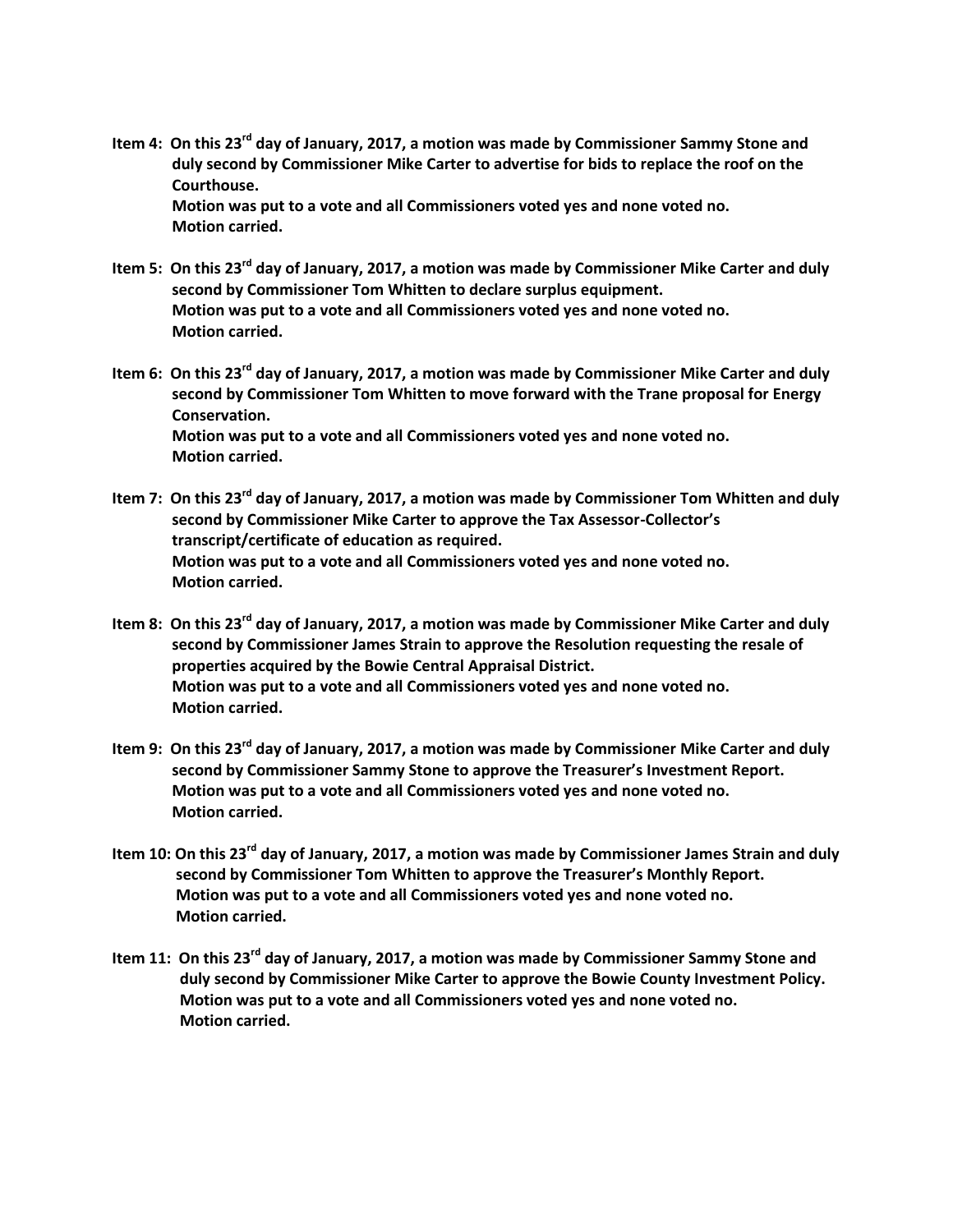**Item 4: On this 23rd day of January, 2017, a motion was made by Commissioner Sammy Stone and duly second by Commissioner Mike Carter to advertise for bids to replace the roof on the Courthouse.**
**Motion was put to a vote and all Commissioners voted yes and none voted no.**
**Motion carried.**

**Item 5: On this 23rd day of January, 2017, a motion was made by Commissioner Mike Carter and duly second by Commissioner Tom Whitten to declare surplus equipment.**
**Motion was put to a vote and all Commissioners voted yes and none voted no.**
**Motion carried.**

**Item 6: On this 23rd day of January, 2017, a motion was made by Commissioner Mike Carter and duly second by Commissioner Tom Whitten to move forward with the Trane proposal for Energy Conservation.**
**Motion was put to a vote and all Commissioners voted yes and none voted no.**
**Motion carried.**

**Item 7: On this 23rd day of January, 2017, a motion was made by Commissioner Tom Whitten and duly second by Commissioner Mike Carter to approve the Tax Assessor-Collector's transcript/certificate of education as required.**
**Motion was put to a vote and all Commissioners voted yes and none voted no.**
**Motion carried.**

**Item 8: On this 23rd day of January, 2017, a motion was made by Commissioner Mike Carter and duly second by Commissioner James Strain to approve the Resolution requesting the resale of properties acquired by the Bowie Central Appraisal District.**
**Motion was put to a vote and all Commissioners voted yes and none voted no.**
**Motion carried.**

**Item 9: On this 23rd day of January, 2017, a motion was made by Commissioner Mike Carter and duly second by Commissioner Sammy Stone to approve the Treasurer's Investment Report.**
**Motion was put to a vote and all Commissioners voted yes and none voted no.**
**Motion carried.**

**Item 10: On this 23rd day of January, 2017, a motion was made by Commissioner James Strain and duly second by Commissioner Tom Whitten to approve the Treasurer's Monthly Report.**
**Motion was put to a vote and all Commissioners voted yes and none voted no.**
**Motion carried.**

**Item 11: On this 23rd day of January, 2017, a motion was made by Commissioner Sammy Stone and duly second by Commissioner Mike Carter to approve the Bowie County Investment Policy.**
**Motion was put to a vote and all Commissioners voted yes and none voted no.**
**Motion carried.**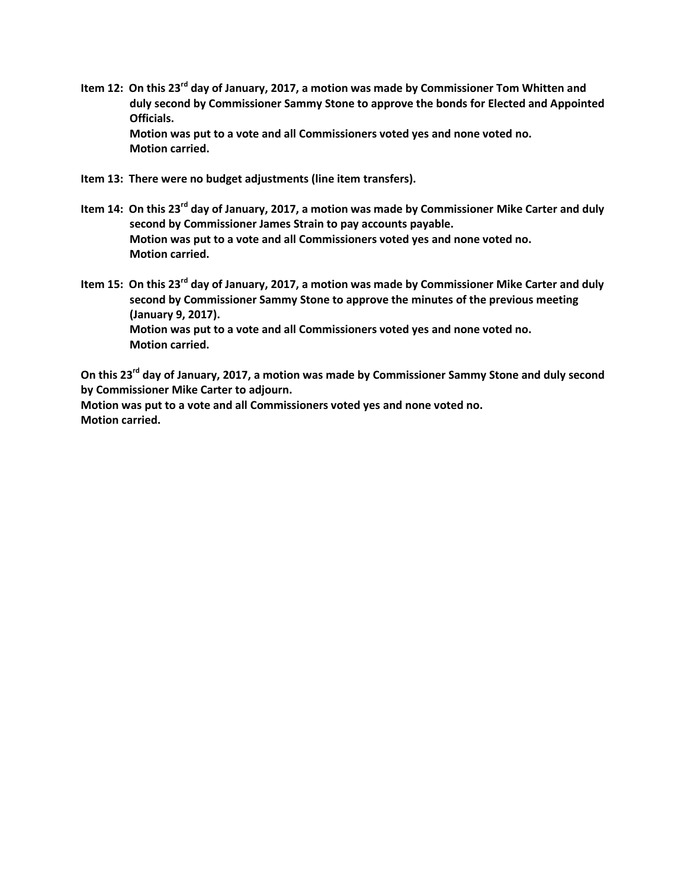**Item 12: On this 23rd day of January, 2017, a motion was made by Commissioner Tom Whitten and duly second by Commissioner Sammy Stone to approve the bonds for Elected and Appointed Officials.**
**Motion was put to a vote and all Commissioners voted yes and none voted no.**
**Motion carried.**

**Item 13: There were no budget adjustments (line item transfers).**

**Item 14: On this 23rd day of January, 2017, a motion was made by Commissioner Mike Carter and duly second by Commissioner James Strain to pay accounts payable.**
**Motion was put to a vote and all Commissioners voted yes and none voted no.**
**Motion carried.**

**Item 15: On this 23rd day of January, 2017, a motion was made by Commissioner Mike Carter and duly second by Commissioner Sammy Stone to approve the minutes of the previous meeting (January 9, 2017).**
**Motion was put to a vote and all Commissioners voted yes and none voted no.**
**Motion carried.**

**On this 23rd day of January, 2017, a motion was made by Commissioner Sammy Stone and duly second by Commissioner Mike Carter to adjourn.**
**Motion was put to a vote and all Commissioners voted yes and none voted no.**
**Motion carried.**